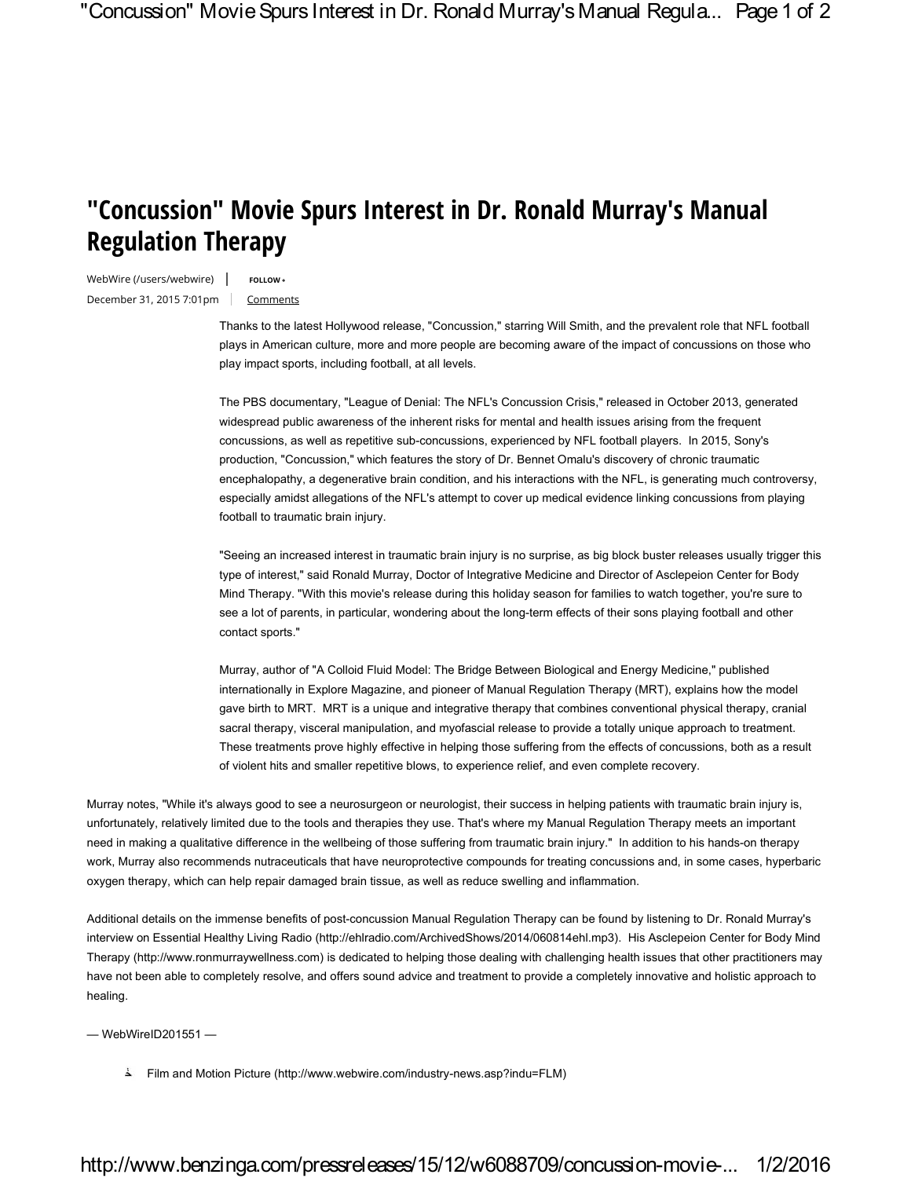# "Concussion" Movie Spurs Interest in Dr. Ronald Murray's Manual Regulation Therapy

WebWire (/users/webwire) | FOLLOW

December 31, 2015 7:01pm | Comments

Thanks to the latest Hollywood release, "Concussion," starring Will Smith, and the prevalent role that NFL football plays in American culture, more and more people are becoming aware of the impact of concussions on those who play impact sports, including football, at all levels.

The PBS documentary, "League of Denial: The NFL's Concussion Crisis," released in October 2013, generated widespread public awareness of the inherent risks for mental and health issues arising from the frequent concussions, as well as repetitive sub-concussions, experienced by NFL football players. In 2015, Sony's production, "Concussion," which features the story of Dr. Bennet Omalu's discovery of chronic traumatic encephalopathy, a degenerative brain condition, and his interactions with the NFL, is generating much controversy, especially amidst allegations of the NFL's attempt to cover up medical evidence linking concussions from playing football to traumatic brain injury.

"Seeing an increased interest in traumatic brain injury is no surprise, as big block buster releases usually trigger this type of interest," said Ronald Murray, Doctor of Integrative Medicine and Director of Asclepeion Center for Body Mind Therapy. "With this movie's release during this holiday season for families to watch together, you're sure to see a lot of parents, in particular, wondering about the long-term effects of their sons playing football and other contact sports."

Murray, author of "A Colloid Fluid Model: The Bridge Between Biological and Energy Medicine," published internationally in Explore Magazine, and pioneer of Manual Regulation Therapy (MRT), explains how the model gave birth to MRT. MRT is a unique and integrative therapy that combines conventional physical therapy, cranial sacral therapy, visceral manipulation, and myofascial release to provide a totally unique approach to treatment. These treatments prove highly effective in helping those suffering from the effects of concussions, both as a result of violent hits and smaller repetitive blows, to experience relief, and even complete recovery.

Murray notes, "While it's always good to see a neurosurgeon or neurologist, their success in helping patients with traumatic brain injury is, unfortunately, relatively limited due to the tools and therapies they use. That's where my Manual Regulation Therapy meets an important need in making a qualitative difference in the wellbeing of those suffering from traumatic brain injury." In addition to his hands-on therapy work, Murray also recommends nutraceuticals that have neuroprotective compounds for treating concussions and, in some cases, hyperbaric oxygen therapy, which can help repair damaged brain tissue, as well as reduce swelling and inflammation.

Additional details on the immense benefits of post-concussion Manual Regulation Therapy can be found by listening to Dr. Ronald Murray's interview on Essential Healthy Living Radio (http://ehlradio.com/ArchivedShows/2014/060814ehl.mp3). His Asclepeion Center for Body Mind Therapy (http://www.ronmurraywellness.com) is dedicated to helping those dealing with challenging health issues that other practitioners may have not been able to completely resolve, and offers sound advice and treatment to provide a completely innovative and holistic approach to healing.

— WebWireID201551 —

- Film and Motion Picture (http://www.webwire.com/industry-news.asp?indu=FLM)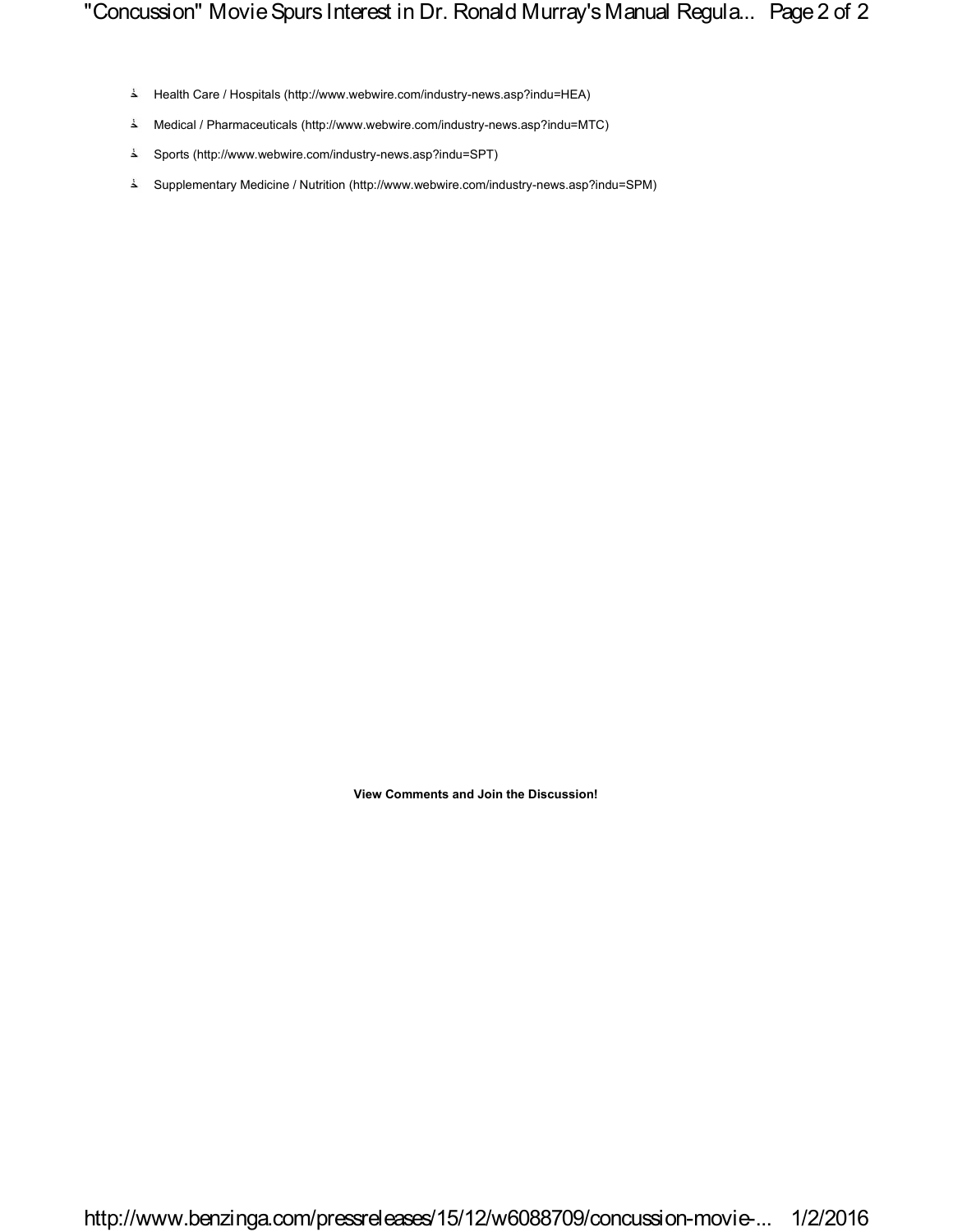- Health Care / Hospitals (http://www.webwire.com/industry-news.asp?indu=HEA)
- Medical / Pharmaceuticals (http://www.webwire.com/industry-news.asp?indu=MTC)
- Sports (http://www.webwire.com/industry-news.asp?indu=SPT)
- Supplementary Medicine / Nutrition (http://www.webwire.com/industry-news.asp?indu=SPM)

**View Comments and Join the Discussion!**